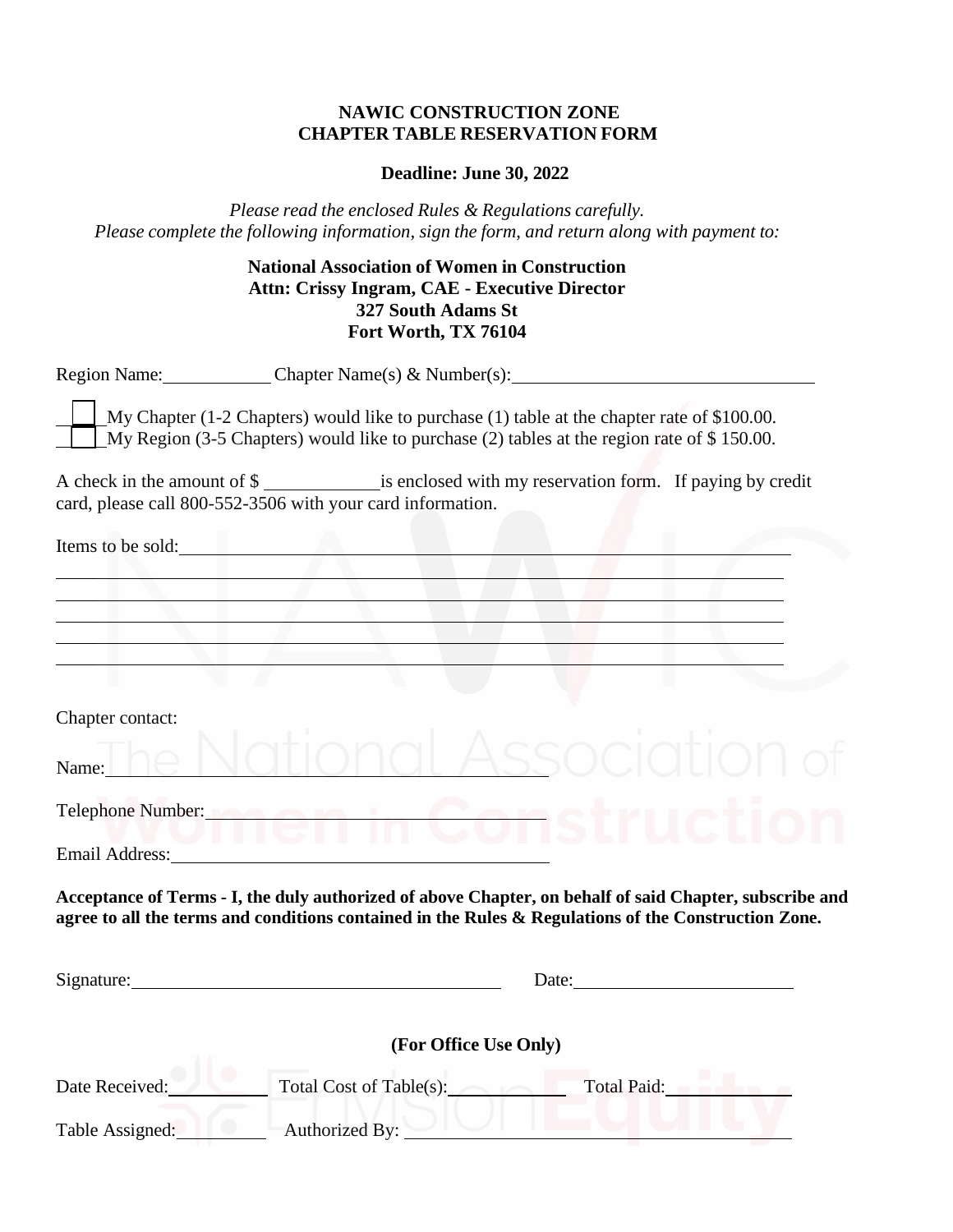**NAWIC CONSTRUCTION ZONE**
**CHAPTER TABLE RESERVATION FORM**

**Deadline: June 30, 2022**

*Please read the enclosed Rules & Regulations carefully.*
*Please complete the following information, sign the form, and return along with payment to:*

**National Association of Women in Construction**
**Attn: Crissy Ingram, CAE - Executive Director**
**327 South Adams St**
**Fort Worth, TX 76104**

Region Name:__________ Chapter Name(s) & Number(s):______________________________

- [ ] My Chapter (1-2 Chapters) would like to purchase (1) table at the chapter rate of $100.00.
- [ ] My Region (3-5 Chapters) would like to purchase (2) tables at the region rate of $ 150.00.

A check in the amount of $ __________ is enclosed with my reservation form. If paying by credit card, please call 800-552-3506 with your card information.

Items to be sold:______________________________________________________________

______________________________________________________________________________

______________________________________________________________________________

______________________________________________________________________________

______________________________________________________________________________

______________________________________________________________________________

Chapter contact:

Name:______________________________________

Telephone Number:___________________________

Email Address:_______________________________

**Acceptance of Terms - I, the duly authorized of above Chapter, on behalf of said Chapter, subscribe and agree to all the terms and conditions contained in the Rules & Regulations of the Construction Zone.**

Signature:__________________________________ Date:____________________

**(For Office Use Only)**

Date Received:__________ Total Cost of Table(s):__________ Total Paid:__________

Table Assigned:__________ Authorized By: ______________________________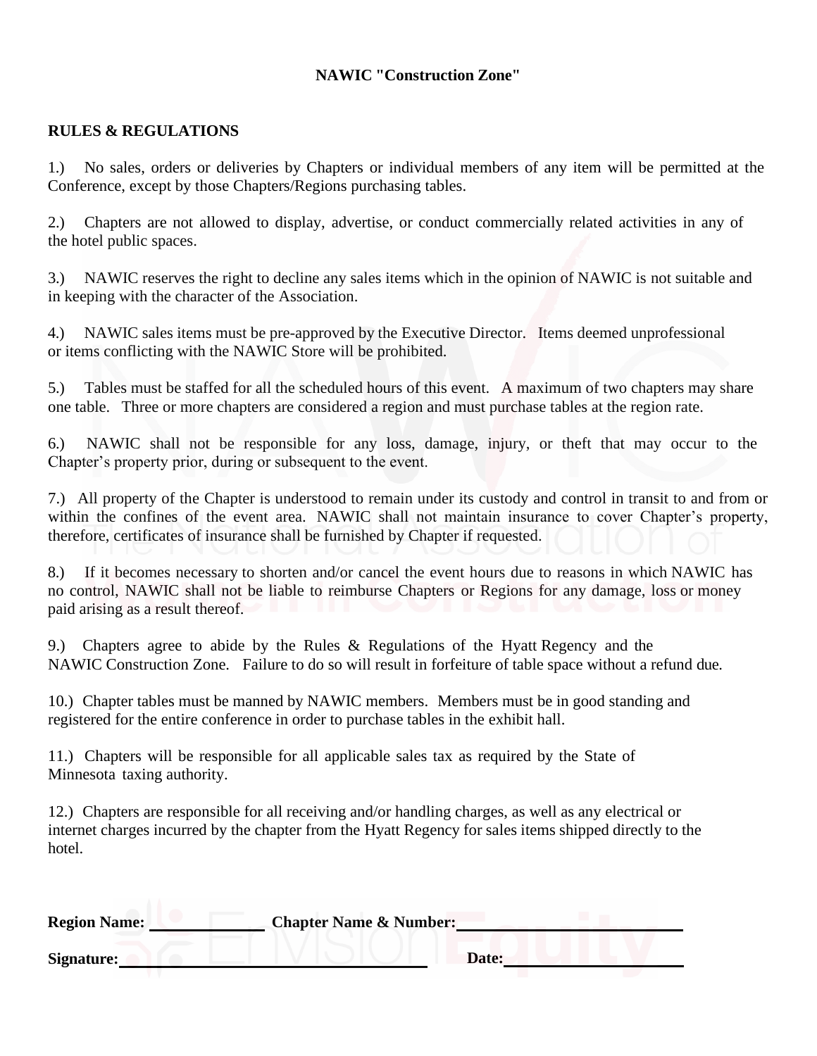**NAWIC "Construction Zone"**

**RULES & REGULATIONS**

1.) No sales, orders or deliveries by Chapters or individual members of any item will be permitted at the Conference, except by those Chapters/Regions purchasing tables.

2.) Chapters are not allowed to display, advertise, or conduct commercially related activities in any of the hotel public spaces.

3.) NAWIC reserves the right to decline any sales items which in the opinion of NAWIC is not suitable and in keeping with the character of the Association.

4.) NAWIC sales items must be pre-approved by the Executive Director. Items deemed unprofessional or items conflicting with the NAWIC Store will be prohibited.

5.) Tables must be staffed for all the scheduled hours of this event. A maximum of two chapters may share one table. Three or more chapters are considered a region and must purchase tables at the region rate.

6.) NAWIC shall not be responsible for any loss, damage, injury, or theft that may occur to the Chapter's property prior, during or subsequent to the event.

7.) All property of the Chapter is understood to remain under its custody and control in transit to and from or within the confines of the event area. NAWIC shall not maintain insurance to cover Chapter's property, therefore, certificates of insurance shall be furnished by Chapter if requested.

8.) If it becomes necessary to shorten and/or cancel the event hours due to reasons in which NAWIC has no control, NAWIC shall not be liable to reimburse Chapters or Regions for any damage, loss or money paid arising as a result thereof.

9.) Chapters agree to abide by the Rules & Regulations of the Hyatt Regency and the NAWIC Construction Zone. Failure to do so will result in forfeiture of table space without a refund due.

10.) Chapter tables must be manned by NAWIC members. Members must be in good standing and registered for the entire conference in order to purchase tables in the exhibit hall.

11.) Chapters will be responsible for all applicable sales tax as required by the State of Minnesota taxing authority.

12.) Chapters are responsible for all receiving and/or handling charges, as well as any electrical or internet charges incurred by the chapter from the Hyatt Regency for sales items shipped directly to the hotel.

**Region Name:** ______________ **Chapter Name & Number:** __________________________

**Signature:** ____________________________________ **Date:** ____________________